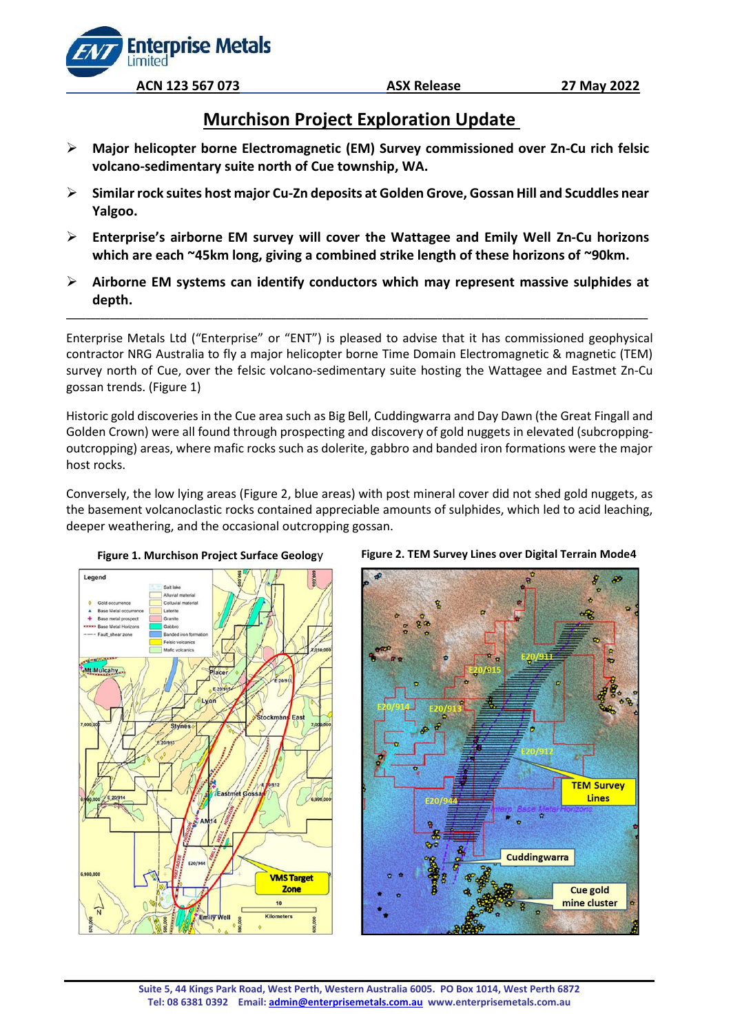Enterprise Metals Limited

ACN 123 567 073 | ASX Release | 27 May 2022

# Murchison Project Exploration Update

- **Major helicopter borne Electromagnetic (EM) Survey commissioned over Zn-Cu rich felsic volcano-sedimentary suite north of Cue township, WA.**
- **Similar rock suites host major Cu-Zn deposits at Golden Grove, Gossan Hill and Scuddles near Yalgoo.**
- **Enterprise's airborne EM survey will cover the Wattagee and Emily Well Zn-Cu horizons which are each ~45km long, giving a combined strike length of these horizons of ~90km.**
- **Airborne EM systems can identify conductors which may represent massive sulphides at depth.**

---

Enterprise Metals Ltd ("Enterprise" or "ENT") is pleased to advise that it has commissioned geophysical contractor NRG Australia to fly a major helicopter borne Time Domain Electromagnetic & magnetic (TEM) survey north of Cue, over the felsic volcano-sedimentary suite hosting the Wattagee and Eastmet Zn-Cu gossan trends. (Figure 1)

Historic gold discoveries in the Cue area such as Big Bell, Cuddingwarra and Day Dawn (the Great Fingall and Golden Crown) were all found through prospecting and discovery of gold nuggets in elevated (subcropping-outcropping) areas, where mafic rocks such as dolerite, gabbro and banded iron formations were the major host rocks.

Conversely, the low lying areas (Figure 2, blue areas) with post mineral cover did not shed gold nuggets, as the basement volcanoclastic rocks contained appreciable amounts of sulphides, which led to acid leaching, deeper weathering, and the occasional outcropping gossan.

**Figure 1. Murchison Project Surface Geology**

**Figure 2. TEM Survey Lines over Digital Terrain Mode4**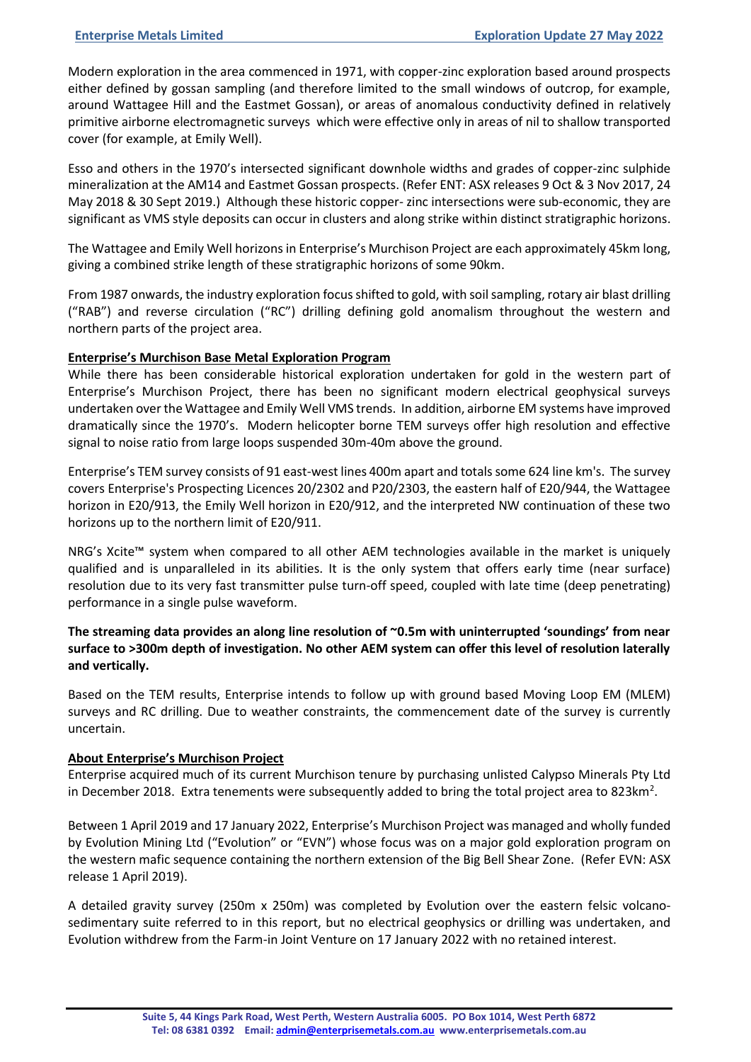Modern exploration in the area commenced in 1971, with copper-zinc exploration based around prospects either defined by gossan sampling (and therefore limited to the small windows of outcrop, for example, around Wattagee Hill and the Eastmet Gossan), or areas of anomalous conductivity defined in relatively primitive airborne electromagnetic surveys which were effective only in areas of nil to shallow transported cover (for example, at Emily Well).

Esso and others in the 1970's intersected significant downhole widths and grades of copper-zinc sulphide mineralization at the AM14 and Eastmet Gossan prospects. (Refer ENT: ASX releases 9 Oct & 3 Nov 2017, 24 May 2018 & 30 Sept 2019.) Although these historic copper- zinc intersections were sub-economic, they are significant as VMS style deposits can occur in clusters and along strike within distinct stratigraphic horizons.

The Wattagee and Emily Well horizons in Enterprise's Murchison Project are each approximately 45km long, giving a combined strike length of these stratigraphic horizons of some 90km.

From 1987 onwards, the industry exploration focus shifted to gold, with soil sampling, rotary air blast drilling ("RAB") and reverse circulation ("RC") drilling defining gold anomalism throughout the western and northern parts of the project area.

**Enterprise's Murchison Base Metal Exploration Program**

While there has been considerable historical exploration undertaken for gold in the western part of Enterprise's Murchison Project, there has been no significant modern electrical geophysical surveys undertaken over the Wattagee and Emily Well VMS trends. In addition, airborne EM systems have improved dramatically since the 1970's. Modern helicopter borne TEM surveys offer high resolution and effective signal to noise ratio from large loops suspended 30m-40m above the ground.

Enterprise's TEM survey consists of 91 east-west lines 400m apart and totals some 624 line km's. The survey covers Enterprise's Prospecting Licences 20/2302 and P20/2303, the eastern half of E20/944, the Wattagee horizon in E20/913, the Emily Well horizon in E20/912, and the interpreted NW continuation of these two horizons up to the northern limit of E20/911.

NRG's Xcite™ system when compared to all other AEM technologies available in the market is uniquely qualified and is unparalleled in its abilities. It is the only system that offers early time (near surface) resolution due to its very fast transmitter pulse turn-off speed, coupled with late time (deep penetrating) performance in a single pulse waveform.

**The streaming data provides an along line resolution of ~0.5m with uninterrupted 'soundings' from near surface to >300m depth of investigation. No other AEM system can offer this level of resolution laterally and vertically.**

Based on the TEM results, Enterprise intends to follow up with ground based Moving Loop EM (MLEM) surveys and RC drilling. Due to weather constraints, the commencement date of the survey is currently uncertain.

**About Enterprise's Murchison Project**

Enterprise acquired much of its current Murchison tenure by purchasing unlisted Calypso Minerals Pty Ltd in December 2018. Extra tenements were subsequently added to bring the total project area to 823km$^2$.

Between 1 April 2019 and 17 January 2022, Enterprise's Murchison Project was managed and wholly funded by Evolution Mining Ltd ("Evolution" or "EVN") whose focus was on a major gold exploration program on the western mafic sequence containing the northern extension of the Big Bell Shear Zone. (Refer EVN: ASX release 1 April 2019).

A detailed gravity survey (250m x 250m) was completed by Evolution over the eastern felsic volcano-sedimentary suite referred to in this report, but no electrical geophysics or drilling was undertaken, and Evolution withdrew from the Farm-in Joint Venture on 17 January 2022 with no retained interest.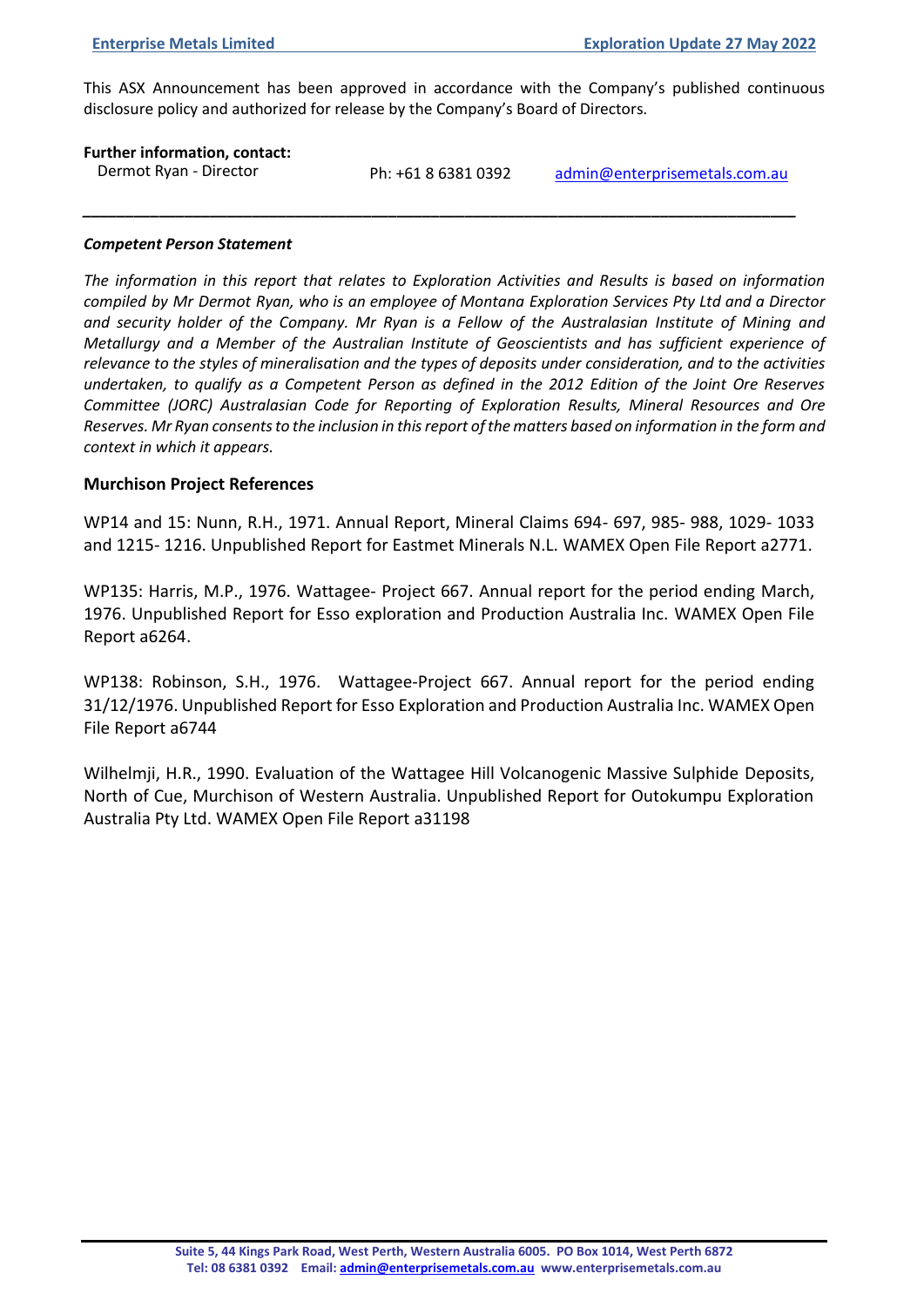This ASX Announcement has been approved in accordance with the Company's published continuous disclosure policy and authorized for release by the Company's Board of Directors.

**Further information, contact:**

Dermot Ryan - Director Ph: +61 8 6381 0392 admin@enterprisemetals.com.au

---

***Competent Person Statement***

*The information in this report that relates to Exploration Activities and Results is based on information compiled by Mr Dermot Ryan, who is an employee of Montana Exploration Services Pty Ltd and a Director and security holder of the Company. Mr Ryan is a Fellow of the Australasian Institute of Mining and Metallurgy and a Member of the Australian Institute of Geoscientists and has sufficient experience of relevance to the styles of mineralisation and the types of deposits under consideration, and to the activities undertaken, to qualify as a Competent Person as defined in the 2012 Edition of the Joint Ore Reserves Committee (JORC) Australasian Code for Reporting of Exploration Results, Mineral Resources and Ore Reserves. Mr Ryan consents to the inclusion in this report of the matters based on information in the form and context in which it appears.*

**Murchison Project References**

WP14 and 15: Nunn, R.H., 1971. Annual Report, Mineral Claims 694- 697, 985- 988, 1029- 1033 and 1215- 1216. Unpublished Report for Eastmet Minerals N.L. WAMEX Open File Report a2771.

WP135: Harris, M.P., 1976. Wattagee- Project 667. Annual report for the period ending March, 1976. Unpublished Report for Esso exploration and Production Australia Inc. WAMEX Open File Report a6264.

WP138: Robinson, S.H., 1976. Wattagee-Project 667. Annual report for the period ending 31/12/1976. Unpublished Report for Esso Exploration and Production Australia Inc. WAMEX Open File Report a6744

Wilhelmji, H.R., 1990. Evaluation of the Wattagee Hill Volcanogenic Massive Sulphide Deposits, North of Cue, Murchison of Western Australia. Unpublished Report for Outokumpu Exploration Australia Pty Ltd. WAMEX Open File Report a31198